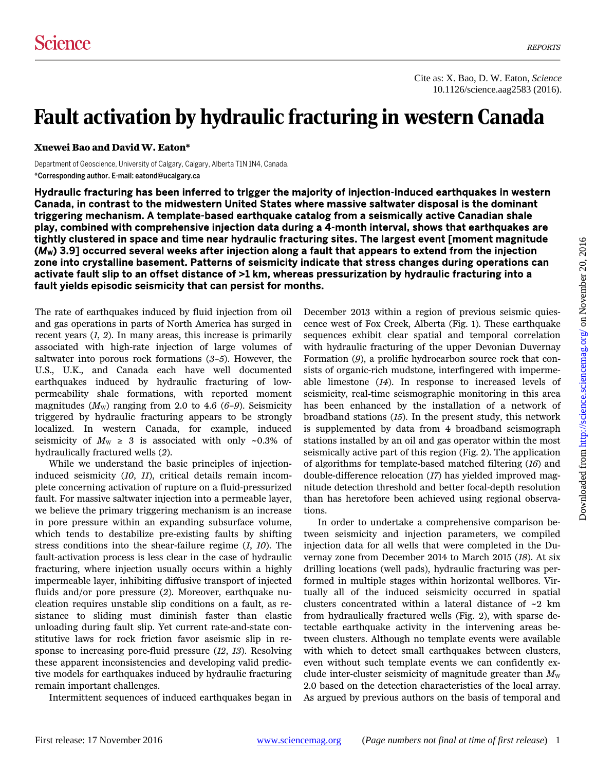# Fault activation by hydraulic fracturing in western Canada

**Xuewei Bao and David W. Eaton***

Department of Geoscience, University of Calgary, Calgary, Alberta T1N 1N4, Canada.

*Corresponding author. E-mail: eatond@ucalgary.ca

**Hydraulic fracturing has been inferred to trigger the majority of injection-induced earthquakes in western Canada, in contrast to the midwestern United States where massive saltwater disposal is the dominant triggering mechanism. A template-based earthquake catalog from a seismically active Canadian shale play, combined with comprehensive injection data during a 4-month interval, shows that earthquakes are tightly clustered in space and time near hydraulic fracturing sites. The largest event [moment magnitude ($M_W$) 3.9] occurred several weeks after injection along a fault that appears to extend from the injection zone into crystalline basement. Patterns of seismicity indicate that stress changes during operations can activate fault slip to an offset distance of >1 km, whereas pressurization by hydraulic fracturing into a fault yields episodic seismicity that can persist for months.**

The rate of earthquakes induced by fluid injection from oil and gas operations in parts of North America has surged in recent years (*1*, *2*). In many areas, this increase is primarily associated with high-rate injection of large volumes of saltwater into porous rock formations (*3*–*5*). However, the U.S., U.K., and Canada each have well documented earthquakes induced by hydraulic fracturing of low-permeability shale formations, with reported moment magnitudes ($M_W$) ranging from 2.0 to 4.6 (*6*–*9*). Seismicity triggered by hydraulic fracturing appears to be strongly localized. In western Canada, for example, induced seismicity of $M_W \geq 3$ is associated with only ~0.3% of hydraulically fractured wells (*2*).

While we understand the basic principles of injection-induced seismicity (*10*, *11*), critical details remain incomplete concerning activation of rupture on a fluid-pressurized fault. For massive saltwater injection into a permeable layer, we believe the primary triggering mechanism is an increase in pore pressure within an expanding subsurface volume, which tends to destabilize pre-existing faults by shifting stress conditions into the shear-failure regime (*1*, *10*). The fault-activation process is less clear in the case of hydraulic fracturing, where injection usually occurs within a highly impermeable layer, inhibiting diffusive transport of injected fluids and/or pore pressure (*2*). Moreover, earthquake nucleation requires unstable slip conditions on a fault, as resistance to sliding must diminish faster than elastic unloading during fault slip. Yet current rate-and-state constitutive laws for rock friction favor aseismic slip in response to increasing pore-fluid pressure (*12*, *13*). Resolving these apparent inconsistencies and developing valid predictive models for earthquakes induced by hydraulic fracturing remain important challenges.

Intermittent sequences of induced earthquakes began in December 2013 within a region of previous seismic quiescence west of Fox Creek, Alberta (Fig. 1). These earthquake sequences exhibit clear spatial and temporal correlation with hydraulic fracturing of the upper Devonian Duvernay Formation (*9*), a prolific hydrocarbon source rock that consists of organic-rich mudstone, interfingered with impermeable limestone (*14*). In response to increased levels of seismicity, real-time seismographic monitoring in this area has been enhanced by the installation of a network of broadband stations (*15*). In the present study, this network is supplemented by data from 4 broadband seismograph stations installed by an oil and gas operator within the most seismically active part of this region (Fig. 2). The application of algorithms for template-based matched filtering (*16*) and double-difference relocation (*17*) has yielded improved magnitude detection threshold and better focal-depth resolution than has heretofore been achieved using regional observations.

In order to undertake a comprehensive comparison between seismicity and injection parameters, we compiled injection data for all wells that were completed in the Duvernay zone from December 2014 to March 2015 (*18*). At six drilling locations (well pads), hydraulic fracturing was performed in multiple stages within horizontal wellbores. Virtually all of the induced seismicity occurred in spatial clusters concentrated within a lateral distance of ~2 km from hydraulically fractured wells (Fig. 2), with sparse detectable earthquake activity in the intervening areas between clusters. Although no template events were available with which to detect small earthquakes between clusters, even without such template events we can confidently exclude inter-cluster seismicity of magnitude greater than $M_W$ 2.0 based on the detection characteristics of the local array. As argued by previous authors on the basis of temporal and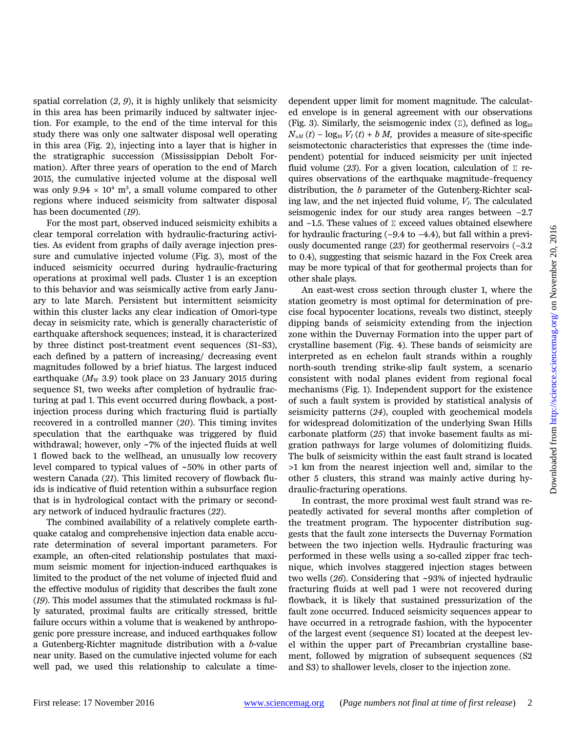spatial correlation (*2*, *9*), it is highly unlikely that seismicity in this area has been primarily induced by saltwater injection. For example, to the end of the time interval for this study there was only one saltwater disposal well operating in this area (Fig. 2), injecting into a layer that is higher in the stratigraphic succession (Mississippian Debolt Formation). After three years of operation to the end of March 2015, the cumulative injected volume at the disposal well was only $9.94 \times 10^4$ $m^3$, a small volume compared to other regions where induced seismicity from saltwater disposal has been documented (*19*).

For the most part, observed induced seismicity exhibits a clear temporal correlation with hydraulic-fracturing activities. As evident from graphs of daily average injection pressure and cumulative injected volume (Fig. 3), most of the induced seismicity occurred during hydraulic-fracturing operations at proximal well pads. Cluster 1 is an exception to this behavior and was seismically active from early January to late March. Persistent but intermittent seismicity within this cluster lacks any clear indication of Omori-type decay in seismicity rate, which is generally characteristic of earthquake aftershock sequences; instead, it is characterized by three distinct post-treatment event sequences (S1–S3), each defined by a pattern of increasing/ decreasing event magnitudes followed by a brief hiatus. The largest induced earthquake ($M_W$ 3.9) took place on 23 January 2015 during sequence S1, two weeks after completion of hydraulic fracturing at pad 1. This event occurred during flowback, a post-injection process during which fracturing fluid is partially recovered in a controlled manner (*20*). This timing invites speculation that the earthquake was triggered by fluid withdrawal; however, only ~7% of the injected fluids at well 1 flowed back to the wellhead, an unusually low recovery level compared to typical values of ~50% in other parts of western Canada (*21*). This limited recovery of flowback fluids is indicative of fluid retention within a subsurface region that is in hydrological contact with the primary or secondary network of induced hydraulic fractures (*22*).

The combined availability of a relatively complete earthquake catalog and comprehensive injection data enable accurate determination of several important parameters. For example, an often-cited relationship postulates that maximum seismic moment for injection-induced earthquakes is limited to the product of the net volume of injected fluid and the effective modulus of rigidity that describes the fault zone (*19*). This model assumes that the stimulated rockmass is fully saturated, proximal faults are critically stressed, brittle failure occurs within a volume that is weakened by anthropogenic pore pressure increase, and induced earthquakes follow a Gutenberg-Richter magnitude distribution with a *b*-value near unity. Based on the cumulative injected volume for each well pad, we used this relationship to calculate a time-dependent upper limit for moment magnitude. The calculated envelope is in general agreement with our observations (Fig. 3). Similarly, the seismogenic index ($\Sigma$), defined as $\log_{10} N_{\geq M}(t) - \log_{10} V_I(t) + b\,M$, provides a measure of site-specific seismotectonic characteristics that expresses the (time independent) potential for induced seismicity per unit injected fluid volume (*23*). For a given location, calculation of $\Sigma$ requires observations of the earthquake magnitude–frequency distribution, the *b* parameter of the Gutenberg-Richter scaling law, and the net injected fluid volume, $V_I$. The calculated seismogenic index for our study area ranges between −2.7 and −1.5. These values of $\Sigma$ exceed values obtained elsewhere for hydraulic fracturing (−9.4 to −4.4), but fall within a previously documented range (*23*) for geothermal reservoirs (−3.2 to 0.4), suggesting that seismic hazard in the Fox Creek area may be more typical of that for geothermal projects than for other shale plays.

An east-west cross section through cluster 1, where the station geometry is most optimal for determination of precise focal hypocenter locations, reveals two distinct, steeply dipping bands of seismicity extending from the injection zone within the Duvernay Formation into the upper part of crystalline basement (Fig. 4). These bands of seismicity are interpreted as en echelon fault strands within a roughly north-south trending strike-slip fault system, a scenario consistent with nodal planes evident from regional focal mechanisms (Fig. 1). Independent support for the existence of such a fault system is provided by statistical analysis of seismicity patterns (*24*), coupled with geochemical models for widespread dolomitization of the underlying Swan Hills carbonate platform (*25*) that invoke basement faults as migration pathways for large volumes of dolomitizing fluids. The bulk of seismicity within the east fault strand is located >1 km from the nearest injection well and, similar to the other 5 clusters, this strand was mainly active during hydraulic-fracturing operations.

In contrast, the more proximal west fault strand was repeatedly activated for several months after completion of the treatment program. The hypocenter distribution suggests that the fault zone intersects the Duvernay Formation between the two injection wells. Hydraulic fracturing was performed in these wells using a so-called zipper frac technique, which involves staggered injection stages between two wells (*26*). Considering that ~93% of injected hydraulic fracturing fluids at well pad 1 were not recovered during flowback, it is likely that sustained pressurization of the fault zone occurred. Induced seismicity sequences appear to have occurred in a retrograde fashion, with the hypocenter of the largest event (sequence S1) located at the deepest level within the upper part of Precambrian crystalline basement, followed by migration of subsequent sequences (S2 and S3) to shallower levels, closer to the injection zone.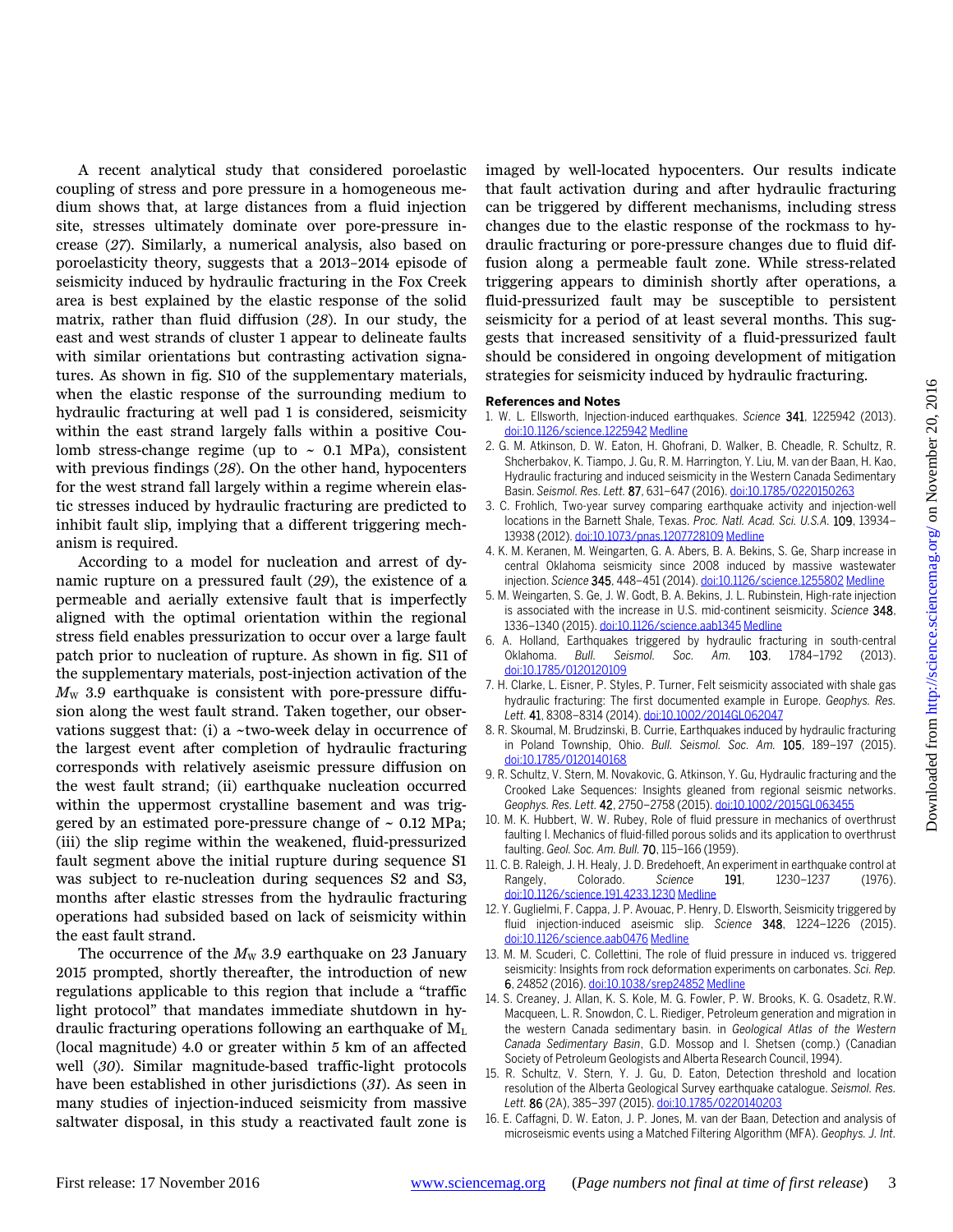A recent analytical study that considered poroelastic coupling of stress and pore pressure in a homogeneous medium shows that, at large distances from a fluid injection site, stresses ultimately dominate over pore-pressure increase (*27*). Similarly, a numerical analysis, also based on poroelasticity theory, suggests that a 2013–2014 episode of seismicity induced by hydraulic fracturing in the Fox Creek area is best explained by the elastic response of the solid matrix, rather than fluid diffusion (*28*). In our study, the east and west strands of cluster 1 appear to delineate faults with similar orientations but contrasting activation signatures. As shown in fig. S10 of the supplementary materials, when the elastic response of the surrounding medium to hydraulic fracturing at well pad 1 is considered, seismicity within the east strand largely falls within a positive Coulomb stress-change regime (up to ~ 0.1 MPa), consistent with previous findings (*28*). On the other hand, hypocenters for the west strand fall largely within a regime wherein elastic stresses induced by hydraulic fracturing are predicted to inhibit fault slip, implying that a different triggering mechanism is required.

According to a model for nucleation and arrest of dynamic rupture on a pressured fault (*29*), the existence of a permeable and aerially extensive fault that is imperfectly aligned with the optimal orientation within the regional stress field enables pressurization to occur over a large fault patch prior to nucleation of rupture. As shown in fig. S11 of the supplementary materials, post-injection activation of the $M_W$ 3.9 earthquake is consistent with pore-pressure diffusion along the west fault strand. Taken together, our observations suggest that: (i) a ~two-week delay in occurrence of the largest event after completion of hydraulic fracturing corresponds with relatively aseismic pressure diffusion on the west fault strand; (ii) earthquake nucleation occurred within the uppermost crystalline basement and was triggered by an estimated pore-pressure change of ~ 0.12 MPa; (iii) the slip regime within the weakened, fluid-pressurized fault segment above the initial rupture during sequence S1 was subject to re-nucleation during sequences S2 and S3, months after elastic stresses from the hydraulic fracturing operations had subsided based on lack of seismicity within the east fault strand.

The occurrence of the $M_W$ 3.9 earthquake on 23 January 2015 prompted, shortly thereafter, the introduction of new regulations applicable to this region that include a "traffic light protocol" that mandates immediate shutdown in hydraulic fracturing operations following an earthquake of $M_L$ (local magnitude) 4.0 or greater within 5 km of an affected well (*30*). Similar magnitude-based traffic-light protocols have been established in other jurisdictions (*31*). As seen in many studies of injection-induced seismicity from massive saltwater disposal, in this study a reactivated fault zone is imaged by well-located hypocenters. Our results indicate that fault activation during and after hydraulic fracturing can be triggered by different mechanisms, including stress changes due to the elastic response of the rockmass to hydraulic fracturing or pore-pressure changes due to fluid diffusion along a permeable fault zone. While stress-related triggering appears to diminish shortly after operations, a fluid-pressurized fault may be susceptible to persistent seismicity for a period of at least several months. This suggests that increased sensitivity of a fluid-pressurized fault should be considered in ongoing development of mitigation strategies for seismicity induced by hydraulic fracturing.

**References and Notes**

1. W. L. Ellsworth, Injection-induced earthquakes. *Science* **341**, 1225942 (2013). doi:10.1126/science.1225942 Medline
2. G. M. Atkinson, D. W. Eaton, H. Ghofrani, D. Walker, B. Cheadle, R. Schultz, R. Shcherbakov, K. Tiampo, J. Gu, R. M. Harrington, Y. Liu, M. van der Baan, H. Kao, Hydraulic fracturing and induced seismicity in the Western Canada Sedimentary Basin. *Seismol. Res. Lett.* **87**, 631–647 (2016). doi:10.1785/0220150263
3. C. Frohlich, Two-year survey comparing earthquake activity and injection-well locations in the Barnett Shale, Texas. *Proc. Natl. Acad. Sci. U.S.A.* **109**, 13934–13938 (2012). doi:10.1073/pnas.1207728109 Medline
4. K. M. Keranen, M. Weingarten, G. A. Abers, B. A. Bekins, S. Ge, Sharp increase in central Oklahoma seismicity since 2008 induced by massive wastewater injection. *Science* **345**, 448–451 (2014). doi:10.1126/science.1255802 Medline
5. M. Weingarten, S. Ge, J. W. Godt, B. A. Bekins, J. L. Rubinstein, High-rate injection is associated with the increase in U.S. mid-continent seismicity. *Science* **348**, 1336–1340 (2015). doi:10.1126/science.aab1345 Medline
6. A. Holland, Earthquakes triggered by hydraulic fracturing in south-central Oklahoma. *Bull. Seismol. Soc. Am.* **103**, 1784–1792 (2013). doi:10.1785/0120120109
7. H. Clarke, L. Eisner, P. Styles, P. Turner, Felt seismicity associated with shale gas hydraulic fracturing: The first documented example in Europe. *Geophys. Res. Lett.* **41**, 8308–8314 (2014). doi:10.1002/2014GL062047
8. R. Skoumal, M. Brudzinski, B. Currie, Earthquakes induced by hydraulic fracturing in Poland Township, Ohio. *Bull. Seismol. Soc. Am.* **105**, 189–197 (2015). doi:10.1785/0120140168
9. R. Schultz, V. Stern, M. Novakovic, G. Atkinson, Y. Gu, Hydraulic fracturing and the Crooked Lake Sequences: Insights gleaned from regional seismic networks. *Geophys. Res. Lett.* **42**, 2750–2758 (2015). doi:10.1002/2015GL063455
10. M. K. Hubbert, W. W. Rubey, Role of fluid pressure in mechanics of overthrust faulting I. Mechanics of fluid-filled porous solids and its application to overthrust faulting. *Geol. Soc. Am. Bull.* **70**, 115–166 (1959).
11. C. B. Raleigh, J. H. Healy, J. D. Bredehoeft, An experiment in earthquake control at Rangely, Colorado. *Science* **191**, 1230–1237 (1976). doi:10.1126/science.191.4233.1230 Medline
12. Y. Guglielmi, F. Cappa, J. P. Avouac, P. Henry, D. Elsworth, Seismicity triggered by fluid injection-induced aseismic slip. *Science* **348**, 1224–1226 (2015). doi:10.1126/science.aab0476 Medline
13. M. M. Scuderi, C. Collettini, The role of fluid pressure in induced vs. triggered seismicity: Insights from rock deformation experiments on carbonates. *Sci. Rep.* **6**, 24852 (2016). doi:10.1038/srep24852 Medline
14. S. Creaney, J. Allan, K. S. Kole, M. G. Fowler, P. W. Brooks, K. G. Osadetz, R.W. Macqueen, L. R. Snowdon, C. L. Riediger, Petroleum generation and migration in the western Canada sedimentary basin. in *Geological Atlas of the Western Canada Sedimentary Basin*, G.D. Mossop and I. Shetsen (comp.) (Canadian Society of Petroleum Geologists and Alberta Research Council, 1994).
15. R. Schultz, V. Stern, Y. J. Gu, D. Eaton, Detection threshold and location resolution of the Alberta Geological Survey earthquake catalogue. *Seismol. Res. Lett.* **86** (2A), 385–397 (2015). doi:10.1785/0220140203
16. E. Caffagni, D. W. Eaton, J. P. Jones, M. van der Baan, Detection and analysis of microseismic events using a Matched Filtering Algorithm (MFA). *Geophys. J. Int.*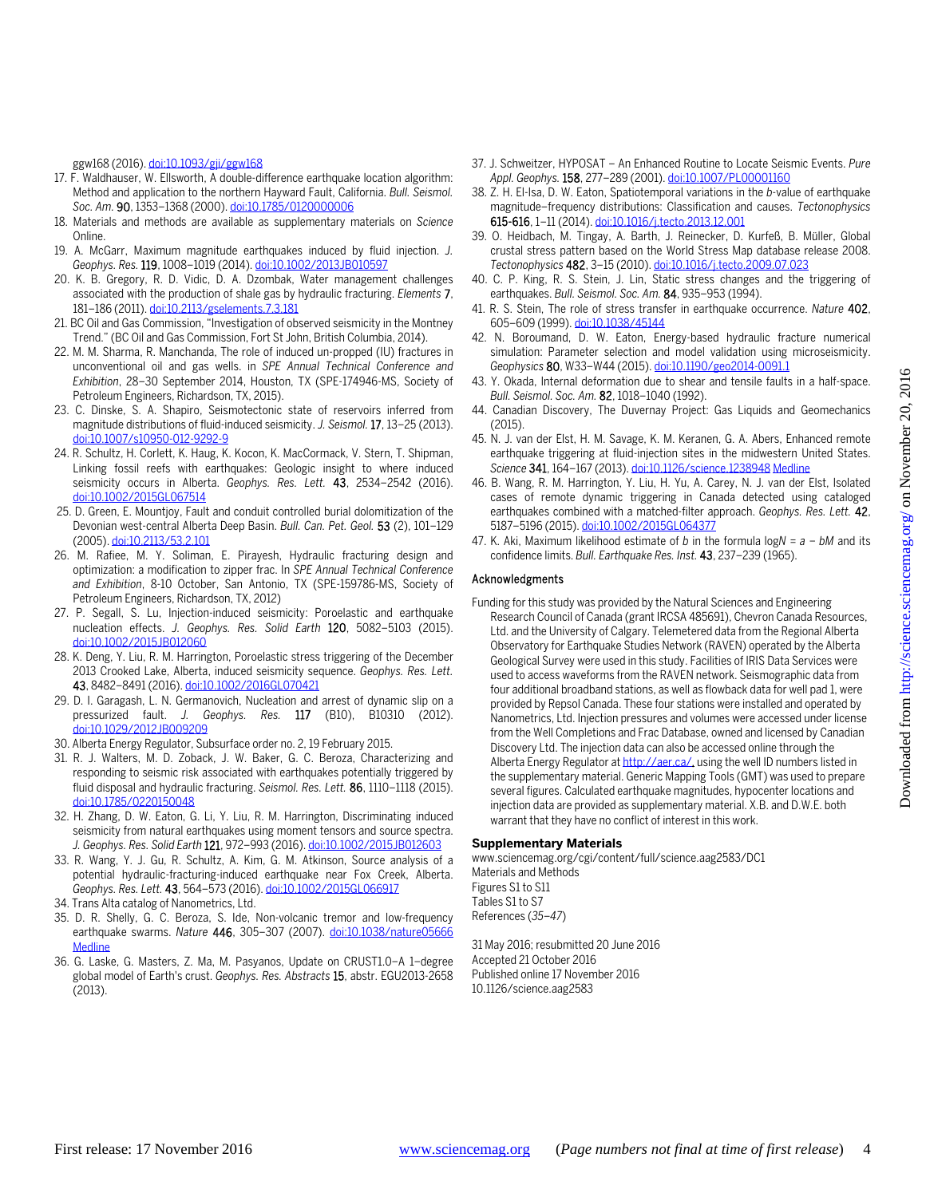ggw168 (2016). doi:10.1093/gji/ggw168

17. F. Waldhauser, W. Ellsworth, A double-difference earthquake location algorithm: Method and application to the northern Hayward Fault, California. *Bull. Seismol. Soc. Am.* **90**, 1353–1368 (2000). doi:10.1785/0120000006
18. Materials and methods are available as supplementary materials on *Science* Online.
19. A. McGarr, Maximum magnitude earthquakes induced by fluid injection. *J. Geophys. Res.* **119**, 1008–1019 (2014). doi:10.1002/2013JB010597
20. K. B. Gregory, R. D. Vidic, D. A. Dzombak, Water management challenges associated with the production of shale gas by hydraulic fracturing. *Elements* **7**, 181–186 (2011). doi:10.2113/gselements.7.3.181
21. BC Oil and Gas Commission, "Investigation of observed seismicity in the Montney Trend." (BC Oil and Gas Commission, Fort St John, British Columbia, 2014).
22. M. M. Sharma, R. Manchanda, The role of induced un-propped (IU) fractures in unconventional oil and gas wells. in *SPE Annual Technical Conference and Exhibition*, 28–30 September 2014, Houston, TX (SPE-174946-MS, Society of Petroleum Engineers, Richardson, TX, 2015).
23. C. Dinske, S. A. Shapiro, Seismotectonic state of reservoirs inferred from magnitude distributions of fluid-induced seismicity. *J. Seismol.* **17**, 13–25 (2013). doi:10.1007/s10950-012-9292-9
24. R. Schultz, H. Corlett, K. Haug, K. Kocon, K. MacCormack, V. Stern, T. Shipman, Linking fossil reefs with earthquakes: Geologic insight to where induced seismicity occurs in Alberta. *Geophys. Res. Lett.* **43**, 2534–2542 (2016). doi:10.1002/2015GL067514
25. D. Green, E. Mountjoy, Fault and conduit controlled burial dolomitization of the Devonian west-central Alberta Deep Basin. *Bull. Can. Pet. Geol.* **53** (2), 101–129 (2005). doi:10.2113/53.2.101
26. M. Rafiee, M. Y. Soliman, E. Pirayesh, Hydraulic fracturing design and optimization: a modification to zipper frac. In *SPE Annual Technical Conference and Exhibition*, 8-10 October, San Antonio, TX (SPE-159786-MS, Society of Petroleum Engineers, Richardson, TX, 2012)
27. P. Segall, S. Lu, Injection-induced seismicity: Poroelastic and earthquake nucleation effects. *J. Geophys. Res. Solid Earth* **120**, 5082–5103 (2015). doi:10.1002/2015JB012060
28. K. Deng, Y. Liu, R. M. Harrington, Poroelastic stress triggering of the December 2013 Crooked Lake, Alberta, induced seismicity sequence. *Geophys. Res. Lett.* **43**, 8482–8491 (2016). doi:10.1002/2016GL070421
29. D. I. Garagash, L. N. Germanovich, Nucleation and arrest of dynamic slip on a pressurized fault. *J. Geophys. Res.* **117** (B10), B10310 (2012). doi:10.1029/2012JB009209
30. Alberta Energy Regulator, Subsurface order no. 2, 19 February 2015.
31. R. J. Walters, M. D. Zoback, J. W. Baker, G. C. Beroza, Characterizing and responding to seismic risk associated with earthquakes potentially triggered by fluid disposal and hydraulic fracturing. *Seismol. Res. Lett.* **86**, 1110–1118 (2015). doi:10.1785/0220150048
32. H. Zhang, D. W. Eaton, G. Li, Y. Liu, R. M. Harrington, Discriminating induced seismicity from natural earthquakes using moment tensors and source spectra. *J. Geophys. Res. Solid Earth* **121**, 972–993 (2016). doi:10.1002/2015JB012603
33. R. Wang, Y. J. Gu, R. Schultz, A. Kim, G. M. Atkinson, Source analysis of a potential hydraulic-fracturing-induced earthquake near Fox Creek, Alberta. *Geophys. Res. Lett.* **43**, 564–573 (2016). doi:10.1002/2015GL066917
34. Trans Alta catalog of Nanometrics, Ltd.
35. D. R. Shelly, G. C. Beroza, S. Ide, Non-volcanic tremor and low-frequency earthquake swarms. *Nature* **446**, 305–307 (2007). doi:10.1038/nature05666 Medline
36. G. Laske, G. Masters, Z. Ma, M. Pasyanos, Update on CRUST1.0–A 1–degree global model of Earth's crust. *Geophys. Res. Abstracts* **15**, abstr. EGU2013-2658 (2013).
37. J. Schweitzer, HYPOSAT – An Enhanced Routine to Locate Seismic Events. *Pure Appl. Geophys.* **158**, 277–289 (2001). doi:10.1007/PL00001160
38. Z. H. El-Isa, D. W. Eaton, Spatiotemporal variations in the *b*-value of earthquake magnitude–frequency distributions: Classification and causes. *Tectonophysics* **615-616**, 1–11 (2014). doi:10.1016/j.tecto.2013.12.001
39. O. Heidbach, M. Tingay, A. Barth, J. Reinecker, D. Kurfeß, B. Müller, Global crustal stress pattern based on the World Stress Map database release 2008. *Tectonophysics* **482**, 3–15 (2010). doi:10.1016/j.tecto.2009.07.023
40. C. P. King, R. S. Stein, J. Lin, Static stress changes and the triggering of earthquakes. *Bull. Seismol. Soc. Am.* **84**, 935–953 (1994).
41. R. S. Stein, The role of stress transfer in earthquake occurrence. *Nature* **402**, 605–609 (1999). doi:10.1038/45144
42. N. Boroumand, D. W. Eaton, Energy-based hydraulic fracture numerical simulation: Parameter selection and model validation using microseismicity. *Geophysics* **80**, W33–W44 (2015). doi:10.1190/geo2014-0091.1
43. Y. Okada, Internal deformation due to shear and tensile faults in a half-space. *Bull. Seismol. Soc. Am.* **82**, 1018–1040 (1992).
44. Canadian Discovery, The Duvernay Project: Gas Liquids and Geomechanics (2015).
45. N. J. van der Elst, H. M. Savage, K. M. Keranen, G. A. Abers, Enhanced remote earthquake triggering at fluid-injection sites in the midwestern United States. *Science* **341**, 164–167 (2013). doi:10.1126/science.1238948 Medline
46. B. Wang, R. M. Harrington, Y. Liu, H. Yu, A. Carey, N. J. van der Elst, Isolated cases of remote dynamic triggering in Canada detected using cataloged earthquakes combined with a matched-filter approach. *Geophys. Res. Lett.* **42**, 5187–5196 (2015). doi:10.1002/2015GL064377
47. K. Aki, Maximum likelihood estimate of *b* in the formula $\log N = a - bM$ and its confidence limits. *Bull. Earthquake Res. Inst.* **43**, 237–239 (1965).

### Acknowledgments

Funding for this study was provided by the Natural Sciences and Engineering Research Council of Canada (grant IRCSA 485691), Chevron Canada Resources, Ltd. and the University of Calgary. Telemetered data from the Regional Alberta Observatory for Earthquake Studies Network (RAVEN) operated by the Alberta Geological Survey were used in this study. Facilities of IRIS Data Services were used to access waveforms from the RAVEN network. Seismographic data from four additional broadband stations, as well as flowback data for well pad 1, were provided by Repsol Canada. These four stations were installed and operated by Nanometrics, Ltd. Injection pressures and volumes were accessed under license from the Well Completions and Frac Database, owned and licensed by Canadian Discovery Ltd. The injection data can also be accessed online through the Alberta Energy Regulator at http://aer.ca/, using the well ID numbers listed in the supplementary material. Generic Mapping Tools (GMT) was used to prepare several figures. Calculated earthquake magnitudes, hypocenter locations and injection data are provided as supplementary material. X.B. and D.W.E. both warrant that they have no conflict of interest in this work.

### Supplementary Materials

www.sciencemag.org/cgi/content/full/science.aag2583/DC1
Materials and Methods
Figures S1 to S11
Tables S1 to S7
References (*35*–*47*)

31 May 2016; resubmitted 20 June 2016
Accepted 21 October 2016
Published online 17 November 2016
10.1126/science.aag2583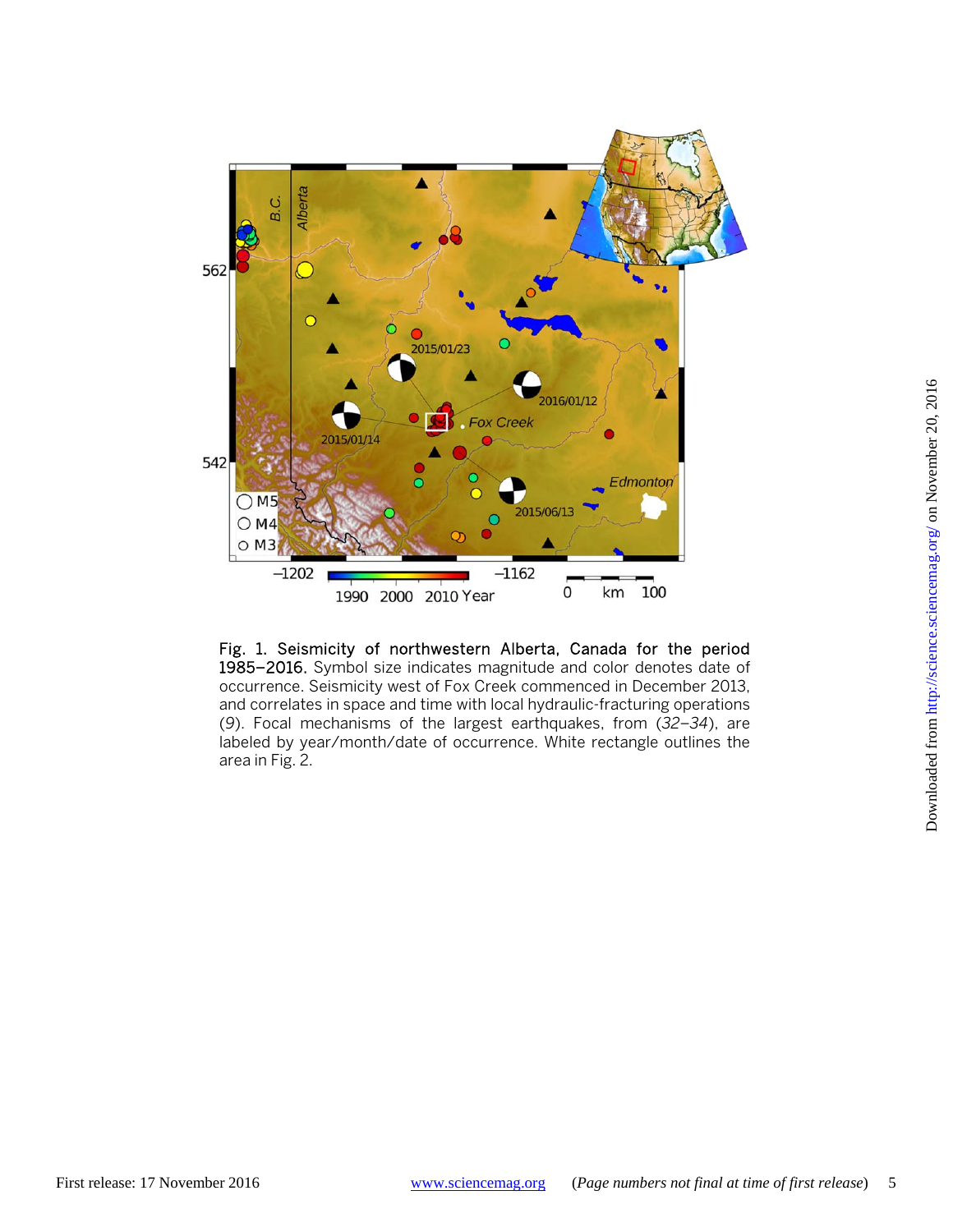**Fig. 1. Seismicity of northwestern Alberta, Canada for the period 1985–2016.** Symbol size indicates magnitude and color denotes date of occurrence. Seismicity west of Fox Creek commenced in December 2013, and correlates in space and time with local hydraulic-fracturing operations (*9*). Focal mechanisms of the largest earthquakes, from (*32*–*34*), are labeled by year/month/date of occurrence. White rectangle outlines the area in Fig. 2.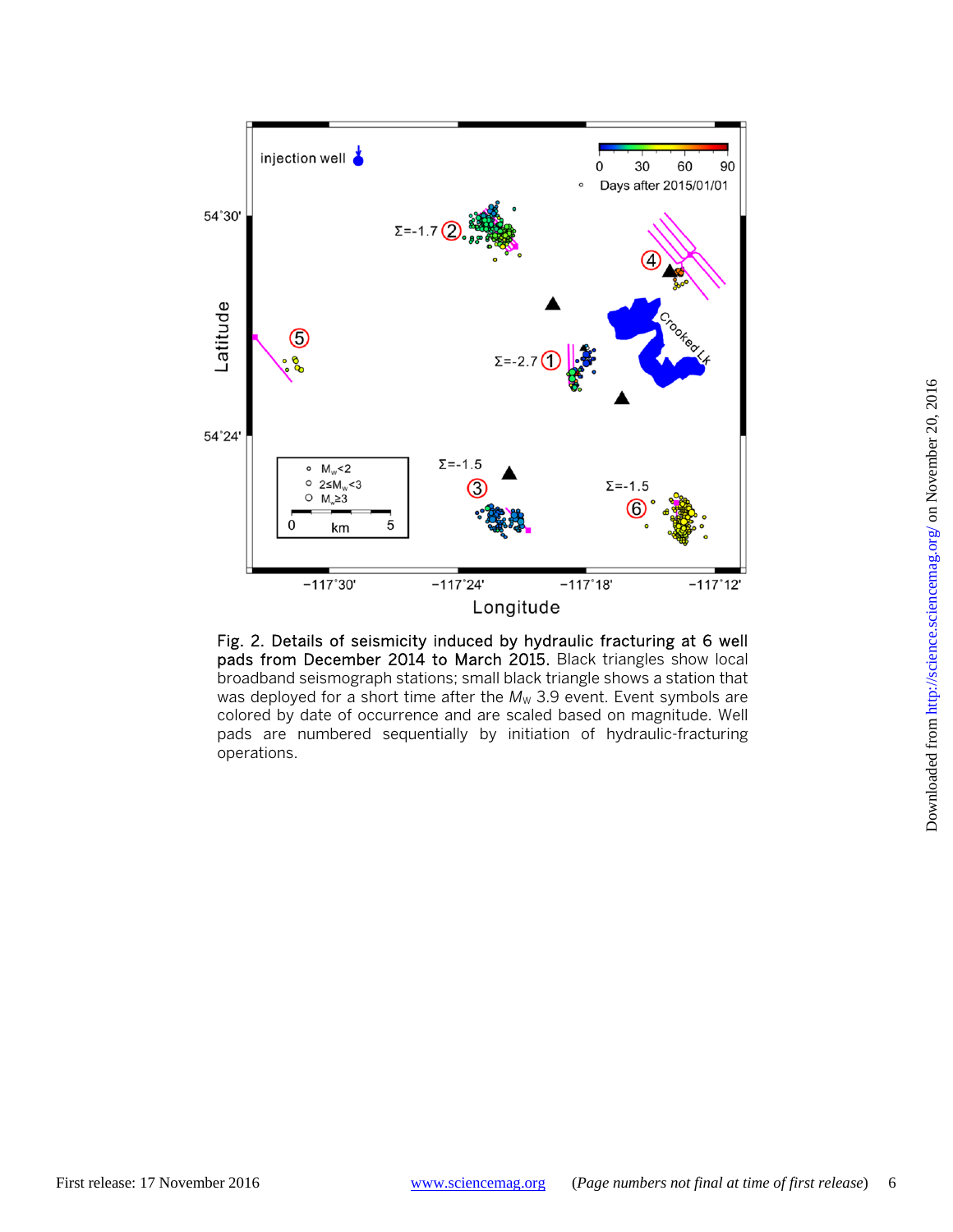**Fig. 2. Details of seismicity induced by hydraulic fracturing at 6 well pads from December 2014 to March 2015.** Black triangles show local broadband seismograph stations; small black triangle shows a station that was deployed for a short time after the $M_W$ 3.9 event. Event symbols are colored by date of occurrence and are scaled based on magnitude. Well pads are numbered sequentially by initiation of hydraulic-fracturing operations.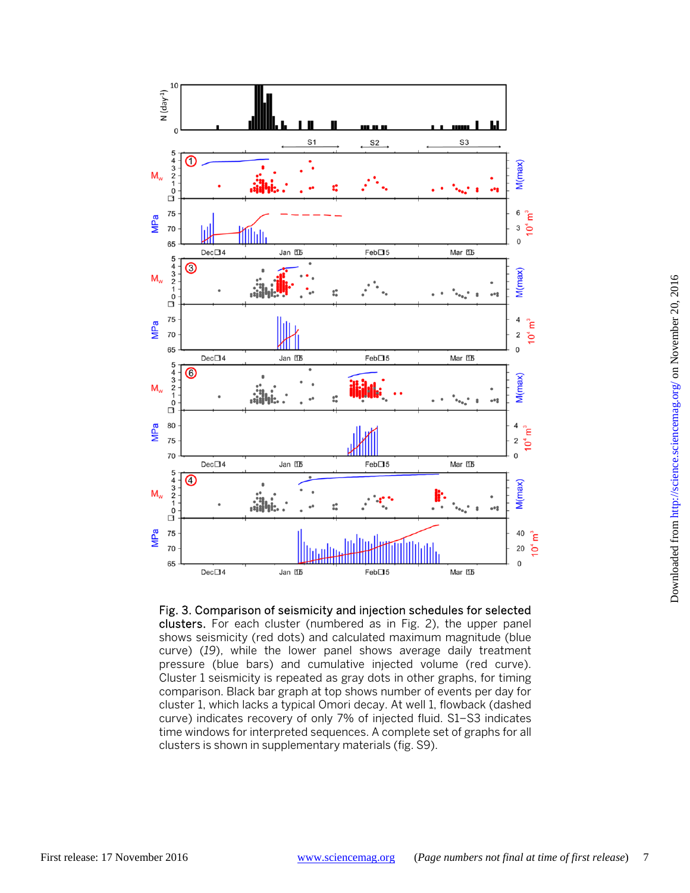Fig. 3. Comparison of seismicity and injection schedules for selected clusters. For each cluster (numbered as in Fig. 2), the upper panel shows seismicity (red dots) and calculated maximum magnitude (blue curve) (*19*), while the lower panel shows average daily treatment pressure (blue bars) and cumulative injected volume (red curve). Cluster 1 seismicity is repeated as gray dots in other graphs, for timing comparison. Black bar graph at top shows number of events per day for cluster 1, which lacks a typical Omori decay. At well 1, flowback (dashed curve) indicates recovery of only 7% of injected fluid. S1–S3 indicates time windows for interpreted sequences. A complete set of graphs for all clusters is shown in supplementary materials (fig. S9).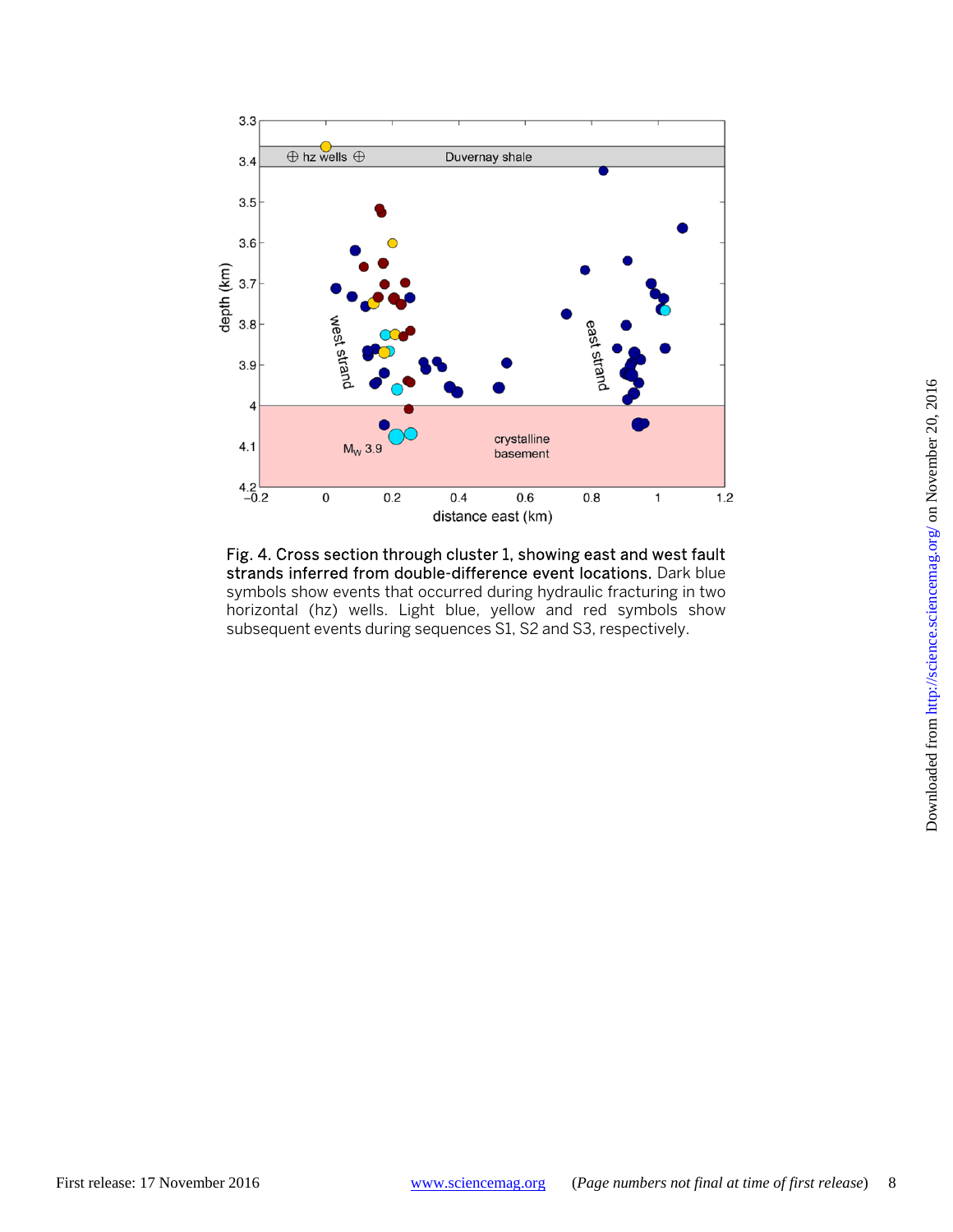**Fig. 4. Cross section through cluster 1, showing east and west fault strands inferred from double-difference event locations.** Dark blue symbols show events that occurred during hydraulic fracturing in two horizontal (hz) wells. Light blue, yellow and red symbols show subsequent events during sequences S1, S2 and S3, respectively.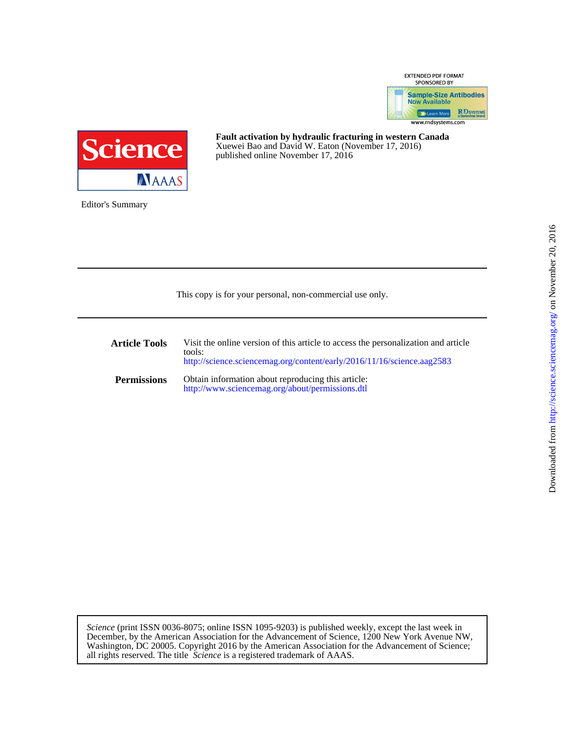EXTENDED PDF FORMAT
SPONSORED BY

Sample-Size Antibodies
Now Available

Learn More

R&D SYSTEMS
a biotechne brand

www.rndsystems.com

Science AAAS

**Fault activation by hydraulic fracturing in western Canada**
Xuewei Bao and David W. Eaton (November 17, 2016)
published online November 17, 2016

Editor's Summary

---

This copy is for your personal, non-commercial use only.

---

**Article Tools** Visit the online version of this article to access the personalization and article tools:
http://science.sciencemag.org/content/early/2016/11/16/science.aag2583

**Permissions** Obtain information about reproducing this article:
http://www.sciencemag.org/about/permissions.dtl

*Science* (print ISSN 0036-8075; online ISSN 1095-9203) is published weekly, except the last week in December, by the American Association for the Advancement of Science, 1200 New York Avenue NW, Washington, DC 20005. Copyright 2016 by the American Association for the Advancement of Science; all rights reserved. The title *Science* is a registered trademark of AAAS.

Downloaded from http://science.sciencemag.org/ on November 20, 2016